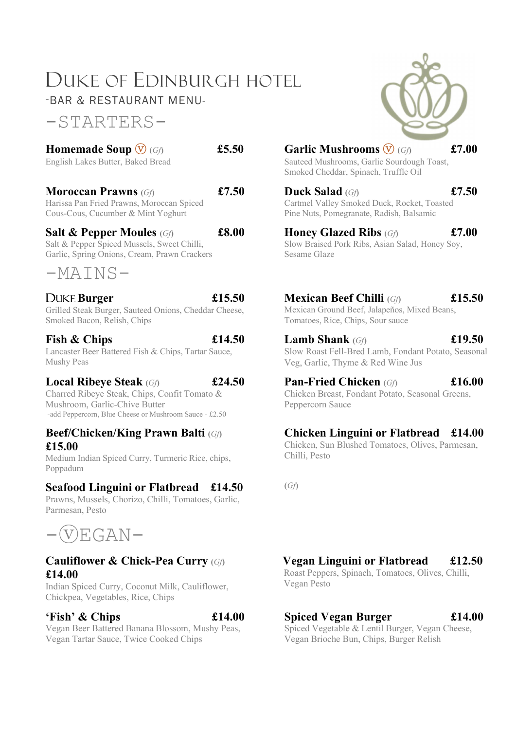# Duke of Edinburgh Hotel

-BAR & RESTAURANT MENU-

## -STARTERS-

**Homemade Soup** Ⓥ *(Gf)* **£5.50**
English Lakes Butter, Baked Bread

**Moroccan Prawns** *(Gf)* **£7.50**
Harissa Pan Fried Prawns, Moroccan Spiced Cous-Cous, Cucumber & Mint Yoghurt

**Salt & Pepper Moules** *(Gf)* **£8.00**
Salt & Pepper Spiced Mussels, Sweet Chilli, Garlic, Spring Onions, Cream, Prawn Crackers

**Garlic Mushrooms** Ⓥ *(Gf)* **£7.00**
Sauteed Mushrooms, Garlic Sourdough Toast, Smoked Cheddar, Spinach, Truffle Oil

**Duck Salad** *(Gf)* **£7.50**
Cartmel Valley Smoked Duck, Rocket, Toasted Pine Nuts, Pomegranate, Radish, Balsamic

**Honey Glazed Ribs** *(Gf)* **£7.00**
Slow Braised Pork Ribs, Asian Salad, Honey Soy, Sesame Glaze

## -MAINS-

**Duke Burger** **£15.50**
Grilled Steak Burger, Sauteed Onions, Cheddar Cheese, Smoked Bacon, Relish, Chips

**Fish & Chips** **£14.50**
Lancaster Beer Battered Fish & Chips, Tartar Sauce, Mushy Peas

**Local Ribeye Steak** *(Gf)* **£24.50**
Charred Ribeye Steak, Chips, Confit Tomato & Mushroom, Garlic-Chive Butter
-add Peppercorn, Blue Cheese or Mushroom Sauce - £2.50

**Beef/Chicken/King Prawn Balti** *(Gf)* **£15.00**
Medium Indian Spiced Curry, Turmeric Rice, chips, Poppadum

**Seafood Linguini or Flatbread** **£14.50**
Prawns, Mussels, Chorizo, Chilli, Tomatoes, Garlic, Parmesan, Pesto

**Mexican Beef Chilli** *(Gf)* **£15.50**
Mexican Ground Beef, Jalapeños, Mixed Beans, Tomatoes, Rice, Chips, Sour sauce

**Lamb Shank** *(Gf)* **£19.50**
Slow Roast Fell-Bred Lamb, Fondant Potato, Seasonal Veg, Garlic, Thyme & Red Wine Jus

**Pan-Fried Chicken** *(Gf)* **£16.00**
Chicken Breast, Fondant Potato, Seasonal Greens, Peppercorn Sauce

**Chicken Linguini or Flatbread** **£14.00**
Chicken, Sun Blushed Tomatoes, Olives, Parmesan, Chilli, Pesto

*(Gf)*

## -ⓋEGAN-

**Cauliflower & Chick-Pea Curry** *(Gf)* **£14.00**
Indian Spiced Curry, Coconut Milk, Cauliflower, Chickpea, Vegetables, Rice, Chips

**'Fish' & Chips** **£14.00**
Vegan Beer Battered Banana Blossom, Mushy Peas, Vegan Tartar Sauce, Twice Cooked Chips

**Vegan Linguini or Flatbread** **£12.50**
Roast Peppers, Spinach, Tomatoes, Olives, Chilli, Vegan Pesto

**Spiced Vegan Burger** **£14.00**
Spiced Vegetable & Lentil Burger, Vegan Cheese, Vegan Brioche Bun, Chips, Burger Relish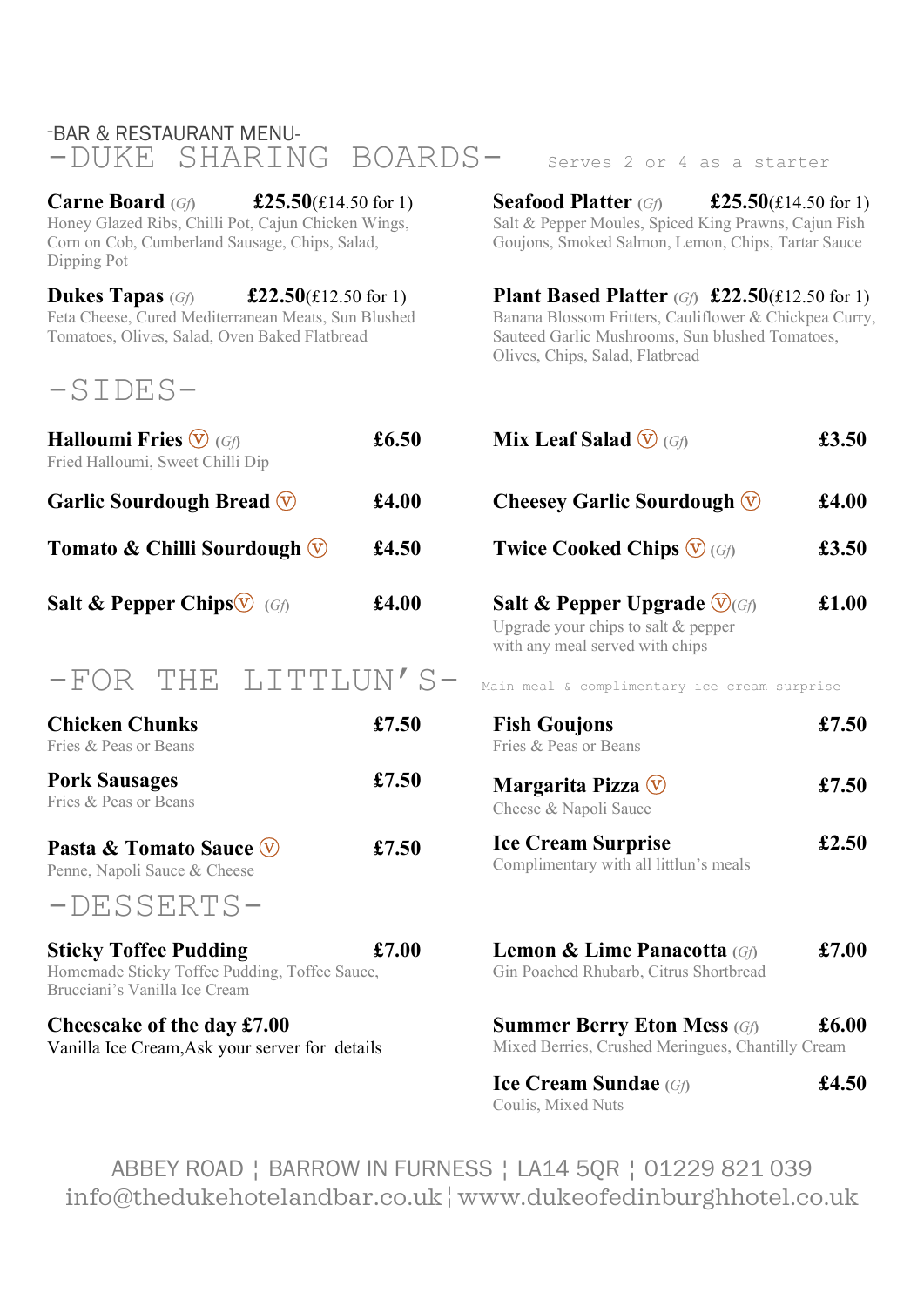-BAR & RESTAURANT MENU-

# -DUKE SHARING BOARDS-

Serves 2 or 4 as a starter

**Carne Board** *(Gf)* **£25.50**(£14.50 for 1)
Honey Glazed Ribs, Chilli Pot, Cajun Chicken Wings, Corn on Cob, Cumberland Sausage, Chips, Salad, Dipping Pot

**Dukes Tapas** *(Gf)* **£22.50**(£12.50 for 1)
Feta Cheese, Cured Mediterranean Meats, Sun Blushed Tomatoes, Olives, Salad, Oven Baked Flatbread

**Seafood Platter** *(Gf)* **£25.50**(£14.50 for 1)
Salt & Pepper Moules, Spiced King Prawns, Cajun Fish Goujons, Smoked Salmon, Lemon, Chips, Tartar Sauce

**Plant Based Platter** *(Gf)* **£22.50**(£12.50 for 1)
Banana Blossom Fritters, Cauliflower & Chickpea Curry, Sauteed Garlic Mushrooms, Sun blushed Tomatoes, Olives, Chips, Salad, Flatbread

# -SIDES-

**Halloumi Fries** Ⓥ *(Gf)* **£6.50**
Fried Halloumi, Sweet Chilli Dip

**Garlic Sourdough Bread** Ⓥ **£4.00**

**Tomato & Chilli Sourdough** Ⓥ **£4.50**

**Salt & Pepper Chips**Ⓥ *(Gf)* **£4.00**

**Mix Leaf Salad** Ⓥ *(Gf)* **£3.50**

**Cheesey Garlic Sourdough** Ⓥ **£4.00**

**Twice Cooked Chips** Ⓥ *(Gf)* **£3.50**

**Salt & Pepper Upgrade** Ⓥ*(Gf)* **£1.00**
Upgrade your chips to salt & pepper with any meal served with chips

# -FOR THE LITTLUN'S-

Main meal & complimentary ice cream surprise

**Chicken Chunks** **£7.50**
Fries & Peas or Beans

**Pork Sausages** **£7.50**
Fries & Peas or Beans

**Pasta & Tomato Sauce** Ⓥ **£7.50**
Penne, Napoli Sauce & Cheese

**Fish Goujons** **£7.50**
Fries & Peas or Beans

**Margarita Pizza** Ⓥ **£7.50**
Cheese & Napoli Sauce

**Ice Cream Surprise** **£2.50**
Complimentary with all littlun's meals

# -DESSERTS-

**Sticky Toffee Pudding** **£7.00**
Homemade Sticky Toffee Pudding, Toffee Sauce, Brucciani's Vanilla Ice Cream

**Cheescake of the day £7.00**
Vanilla Ice Cream,Ask your server for details

**Lemon & Lime Panacotta** *(Gf)* **£7.00**
Gin Poached Rhubarb, Citrus Shortbread

**Summer Berry Eton Mess** *(Gf)* **£6.00**
Mixed Berries, Crushed Meringues, Chantilly Cream

**Ice Cream Sundae** *(Gf)* **£4.50**
Coulis, Mixed Nuts

ABBEY ROAD ¦ BARROW IN FURNESS ¦ LA14 5QR ¦ 01229 821 039
info@thedukehotelandbar.co.uk ¦ www.dukeofedinburghhotel.co.uk